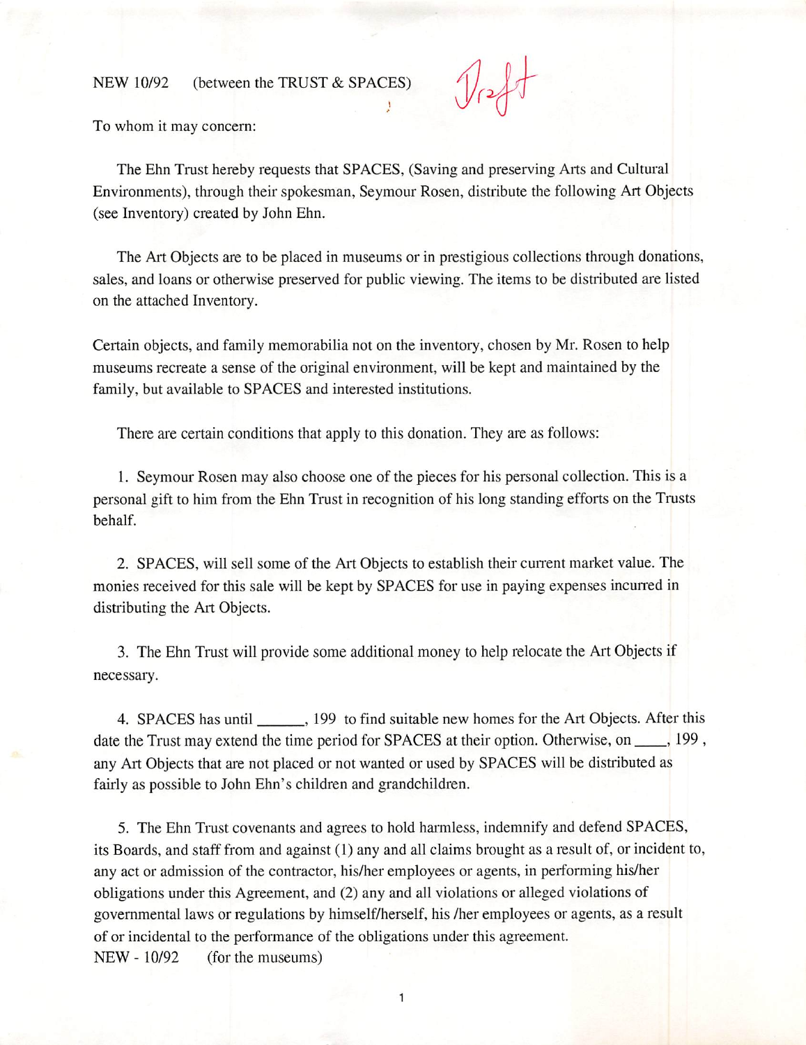NEW 10/92 (between the TRUST & SPACES) Draft

To whom it may concern:

The Ehn Trust hereby requests that SPACES, (Saving and preserving Arts and Cultural Environments), through their spokesman, Seymour Rosen, distribute the following Art Objects (see Inventory) created by John Ehn.

The Art Objects are to be placed in museums or in prestigious collections through donations, sales, and loans or otherwise preserved for public viewing. The items to be distributed are listed on the attached Inventory.

Certain objects, and family memorabilia not on the inventory, chosen by Mr. Rosen to help museums recreate a sense of the original environment, will be kept and maintained by the family, but available to SPACES and interested institutions.

There are certain conditions that apply to this donation. They are as follows:

1. Seymour Rosen may also choose one of the pieces for his personal collection. This is a personal gift to him from the Ehn Trust in recognition of his long standing efforts on the Trusts behalf.

2. SPACES, will sell some of the Art Objects to establish their current market value. The monies received for this sale will be kept by SPACES for use in paying expenses incurred in distributing the Art Objects.

3. The Ehn Trust will provide some additional money to help relocate the Art Objects if necessary.

4. SPACES has until \_\_\_\_\_\_, 199 to find suitable new homes for the Art Objects. After this date the Trust may extend the time period for SPACES at their option. Otherwise, on \_\_\_\_, 199 , any Art Objects that are not placed or not wanted or used by SPACES will be distributed as fairly as possible to John Ehn's children and grandchildren.

5. The Ehn Trust covenants and agrees to hold harmless, indemnify and defend SPACES, its Boards, and staff from and against (1) any and all claims brought as a result of, or incident to, any act or admission of the contractor, his/her employees or agents, in performing his/her obligations under this Agreement, and (2) any and all violations or alleged violations of governmental laws or regulations by himself/herself, his /her employees or agents, as a result of or incidental to the performance of the obligations under this agreement.

NEW - 10/92 (for the museums)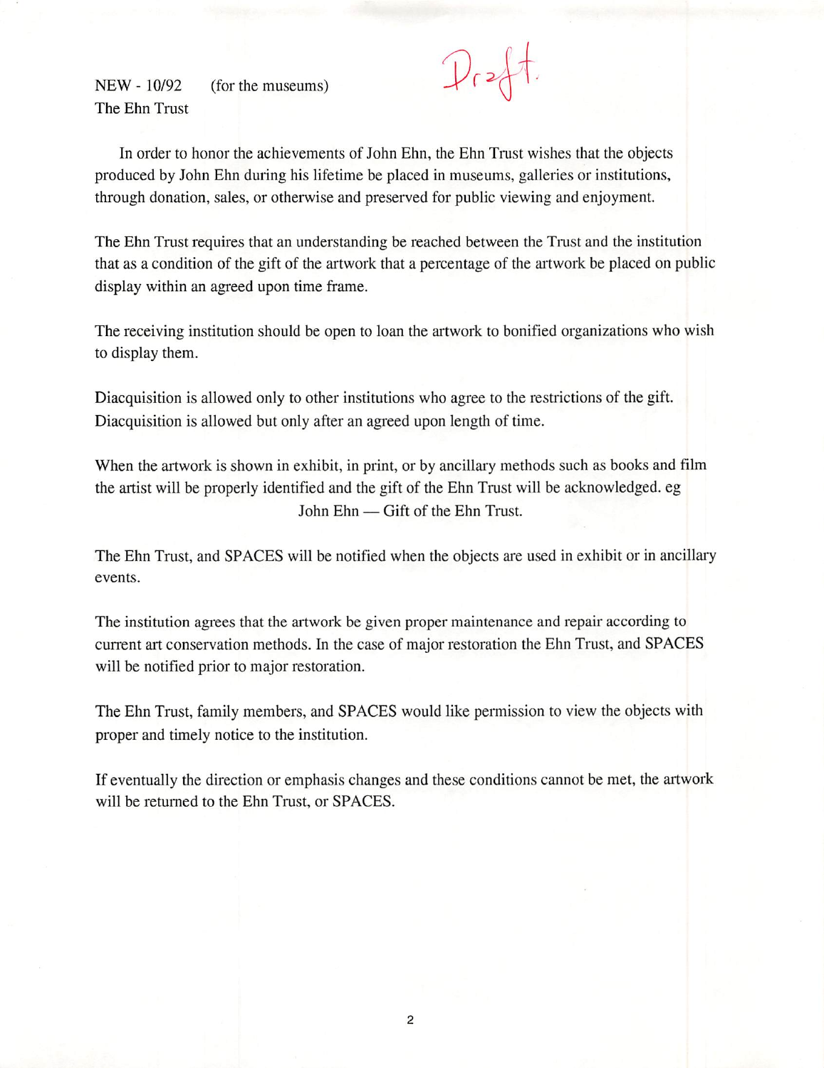NEW - 10/92 (for the museums)
The Ehn Trust

Draft.

In order to honor the achievements of John Ehn, the Ehn Trust wishes that the objects produced by John Ehn during his lifetime be placed in museums, galleries or institutions, through donation, sales, or otherwise and preserved for public viewing and enjoyment.

The Ehn Trust requires that an understanding be reached between the Trust and the institution that as a condition of the gift of the artwork that a percentage of the artwork be placed on public display within an agreed upon time frame.

The receiving institution should be open to loan the artwork to bonified organizations who wish to display them.

Diacquisition is allowed only to other institutions who agree to the restrictions of the gift. Diacquisition is allowed but only after an agreed upon length of time.

When the artwork is shown in exhibit, in print, or by ancillary methods such as books and film the artist will be properly identified and the gift of the Ehn Trust will be acknowledged. eg

John Ehn — Gift of the Ehn Trust.

The Ehn Trust, and SPACES will be notified when the objects are used in exhibit or in ancillary events.

The institution agrees that the artwork be given proper maintenance and repair according to current art conservation methods. In the case of major restoration the Ehn Trust, and SPACES will be notified prior to major restoration.

The Ehn Trust, family members, and SPACES would like permission to view the objects with proper and timely notice to the institution.

If eventually the direction or emphasis changes and these conditions cannot be met, the artwork will be returned to the Ehn Trust, or SPACES.